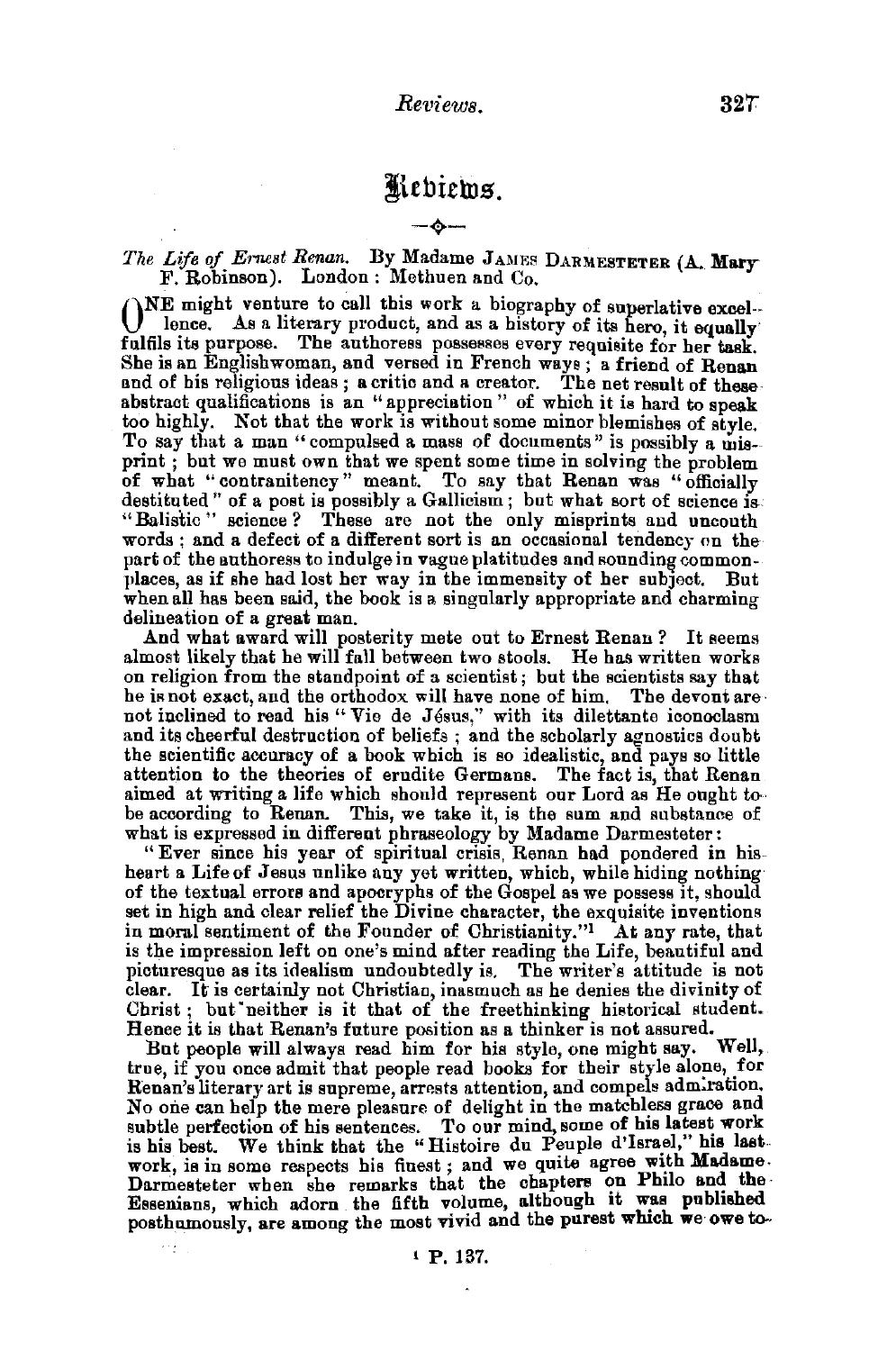# Reviews.

*The Life of Ernest Renan.* By Madame JAMES DARMESTETER (A. Mary F. Robinson). London: Methuen and Co.

ONE might venture to call this work a biography of superlative excellence. As a literary product, and as a history of its hero, it equally fulfils its purpose. The authoress possesses every requisite for her task. She is an Englishwoman, and versed in French ways; a friend of Renan and of his religious ideas; a critic and a creator. The net result of these abstract qualifications is an "appreciation" of which it is hard to speak too highly. Not that the work is without some minor blemishes of style. To say that a man "compulsed a mass of documents" is possibly a misprint; but we must own that we spent some time in solving the problem of what "contranitency" meant. To say that Renan was "officially destituted" of a post is possibly a Gallicism; but what sort of science is "Balistic" science? These are not the only misprints and uncouth words; and a defect of a different sort is an occasional tendency on the part of the authoress to indulge in vague platitudes and sounding commonplaces, as if she had lost her way in the immensity of her subject. But when all has been said, the book is a singularly appropriate and charming delineation of a great man.

And what award will posterity mete out to Ernest Renan? It seems almost likely that he will fall between two stools. He has written works on religion from the standpoint of a scientist; but the scientists say that he is not exact, and the orthodox will have none of him. The devout are not inclined to read his "Vie de Jésus," with its dilettante iconoclasm and its cheerful destruction of beliefs; and the scholarly agnostics doubt the scientific accuracy of a book which is so idealistic, and pays so little attention to the theories of erudite Germans. The fact is, that Renan aimed at writing a life which should represent our Lord as He ought to be according to Renan. This, we take it, is the sum and substance of what is expressed in different phraseology by Madame Darmesteter:

"Ever since his year of spiritual crisis, Renan had pondered in his heart a Life of Jesus unlike any yet written, which, while hiding nothing of the textual errors and apocryphs of the Gospel as we possess it, should set in high and clear relief the Divine character, the exquisite inventions in moral sentiment of the Founder of Christianity."[1] At any rate, that is the impression left on one's mind after reading the Life, beautiful and picturesque as its idealism undoubtedly is. The writer's attitude is not clear. It is certainly not Christian, inasmuch as he denies the divinity of Christ; but neither is it that of the freethinking historical student. Hence it is that Renan's future position as a thinker is not assured.

But people will always read him for his style, one might say. Well, true, if you once admit that people read books for their style alone, for Renan's literary art is supreme, arrests attention, and compels admiration. No one can help the mere pleasure of delight in the matchless grace and subtle perfection of his sentences. To our mind, some of his latest work is his best. We think that the "Histoire du Peuple d'Israel," his last work, is in some respects his finest; and we quite agree with Madame Darmesteter when she remarks that the chapters on Philo and the Essenians, which adorn the fifth volume, although it was published posthumously, are among the most vivid and the purest which we owe to

[1] P. 137.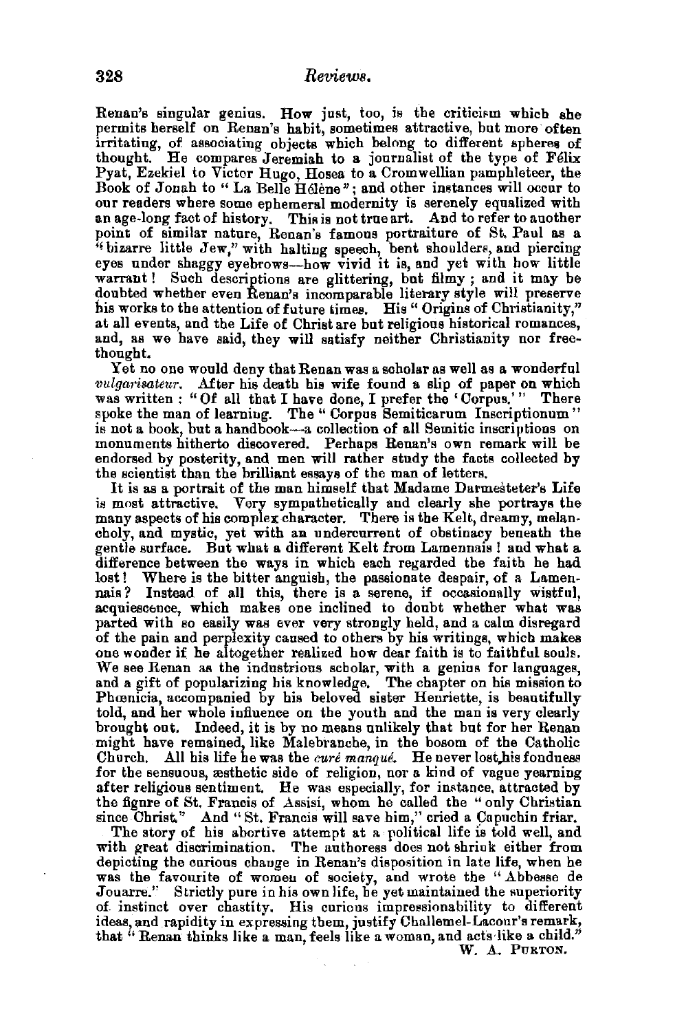Renan's singular genius. How just, too, is the criticism which she permits herself on Renan's habit, sometimes attractive, but more often irritating, of associating objects which belong to different spheres of thought. He compares Jeremiah to a journalist of the type of Félix Pyat, Ezekiel to Victor Hugo, Hosea to a Cromwellian pamphleteer, the Book of Jonah to "La Belle Hélène"; and other instances will occur to our readers where some ephemeral modernity is serenely equalized with an age-long fact of history. This is not true art. And to refer to another point of similar nature, Renan's famous portraiture of St. Paul as a "bizarre little Jew," with halting speech, bent shoulders, and piercing eyes under shaggy eyebrows—how vivid it is, and yet with how little warrant! Such descriptions are glittering, but filmy; and it may be doubted whether even Renan's incomparable literary style will preserve his works to the attention of future times. His "Origins of Christianity," at all events, and the Life of Christ are but religious historical romances, and, as we have said, they will satisfy neither Christianity nor free-thought.

Yet no one would deny that Renan was a scholar as well as a wonderful *vulgarisateur*. After his death his wife found a slip of paper on which was written: "Of all that I have done, I prefer the 'Corpus.'" There spoke the man of learning. The "Corpus Semiticarum Inscriptionum" is not a book, but a handbook—a collection of all Semitic inscriptions on monuments hitherto discovered. Perhaps Renan's own remark will be endorsed by posterity, and men will rather study the facts collected by the scientist than the brilliant essays of the man of letters.

It is as a portrait of the man himself that Madame Darmesteter's Life is most attractive. Very sympathetically and clearly she portrays the many aspects of his complex character. There is the Kelt, dreamy, melancholy, and mystic, yet with an undercurrent of obstinacy beneath the gentle surface. But what a different Kelt from Lamennais! and what a difference between the ways in which each regarded the faith he had lost! Where is the bitter anguish, the passionate despair, of a Lamennais? Instead of all this, there is a serene, if occasionally wistful, acquiescence, which makes one inclined to doubt whether what was parted with so easily was ever very strongly held, and a calm disregard of the pain and perplexity caused to others by his writings, which makes one wonder if he altogether realized how dear faith is to faithful souls. We see Renan as the industrious scholar, with a genius for languages, and a gift of popularizing his knowledge. The chapter on his mission to Phœnicia, accompanied by his beloved sister Henriette, is beautifully told, and her whole influence on the youth and the man is very clearly brought out. Indeed, it is by no means unlikely that but for her Renan might have remained, like Malebranche, in the bosom of the Catholic Church. All his life he was the *curé manqué*. He never lost his fondness for the sensuous, æsthetic side of religion, nor a kind of vague yearning after religious sentiment. He was especially, for instance, attracted by the figure of St. Francis of Assisi, whom he called the "only Christian since Christ." And "St. Francis will save him," cried a Capuchin friar.

The story of his abortive attempt at a political life is told well, and with great discrimination. The authoress does not shrink either from depicting the curious change in Renan's disposition in late life, when he was the favourite of women of society, and wrote the "Abbesse de Jouarre." Strictly pure in his own life, he yet maintained the superiority of instinct over chastity. His curious impressionability to different ideas, and rapidity in expressing them, justify Challemel-Lacour's remark, that "Renan thinks like a man, feels like a woman, and acts like a child."

W. A. Purton.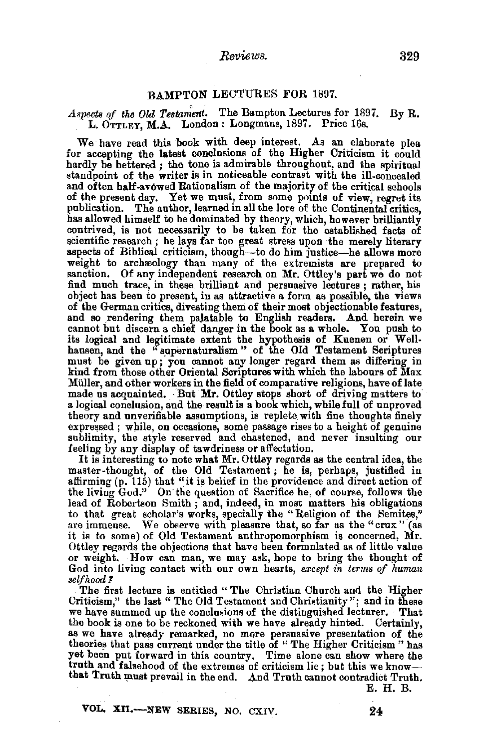## BAMPTON LECTURES FOR 1897.

*Aspects of the Old Testament.* The Bampton Lectures for 1897. By R. L. OTTLEY, M.A. London: Longmans, 1897. Price 16s.

We have read this book with deep interest. As an elaborate plea for accepting the latest conclusions of the Higher Criticism it could hardly be bettered; the tone is admirable throughout, and the spiritual standpoint of the writer is in noticeable contrast with the ill-concealed and often half-avowed Rationalism of the majority of the critical schools of the present day. Yet we must, from some points of view, regret its publication. The author, learned in all the lore of the Continental critics, has allowed himself to be dominated by theory, which, however brilliantly contrived, is not necessarily to be taken for the established facts of scientific research; he lays far too great stress upon the merely literary aspects of Biblical criticism, though—to do him justice—he allows more weight to archæology than many of the extremists are prepared to sanction. Of any independent research on Mr. Ottley's part we do not find much trace, in these brilliant and persuasive lectures; rather, his object has been to present, in as attractive a form as possible, the views of the German critics, divesting them of their most objectionable features, and so rendering them palatable to English readers. And herein we cannot but discern a chief danger in the book as a whole. You push to its logical and legitimate extent the hypothesis of Kuenen or Wellhausen, and the "supernaturalism" of the Old Testament Scriptures must be given up; you cannot any longer regard them as differing in kind from those other Oriental Scriptures with which the labours of Max Müller, and other workers in the field of comparative religions, have of late made us acquainted. But Mr. Ottley stops short of driving matters to a logical conclusion, and the result is a book which, while full of unproved theory and unverifiable assumptions, is replete with fine thoughts finely expressed; while, on occasions, some passage rises to a height of genuine sublimity, the style reserved and chastened, and never insulting our feeling by any display of tawdriness or affectation.

It is interesting to note what Mr. Ottley regards as the central idea, the master-thought, of the Old Testament; he is, perhaps, justified in affirming (p. 115) that "it is belief in the providence and direct action of the living God." On the question of Sacrifice he, of course, follows the lead of Robertson Smith; and, indeed, in most matters his obligations to that great scholar's works, specially the "Religion of the Semites," are immense. We observe with pleasure that, so far as the "crux" (as it is to some) of Old Testament anthropomorphism is concerned, Mr. Ottley regards the objections that have been formulated as of little value or weight. How can man, we may ask, hope to bring the thought of God into living contact with our own hearts, *except in terms of human selfhood?*

The first lecture is entitled "The Christian Church and the Higher Criticism," the last "The Old Testament and Christianity"; and in these we have summed up the conclusions of the distinguished lecturer. That the book is one to be reckoned with we have already hinted. Certainly, as we have already remarked, no more persuasive presentation of the theories that pass current under the title of "The Higher Criticism" has yet been put forward in this country. Time alone can show where the truth and falsehood of the extremes of criticism lie; but this we know—that Truth must prevail in the end. And Truth cannot contradict Truth.

E. H. B.